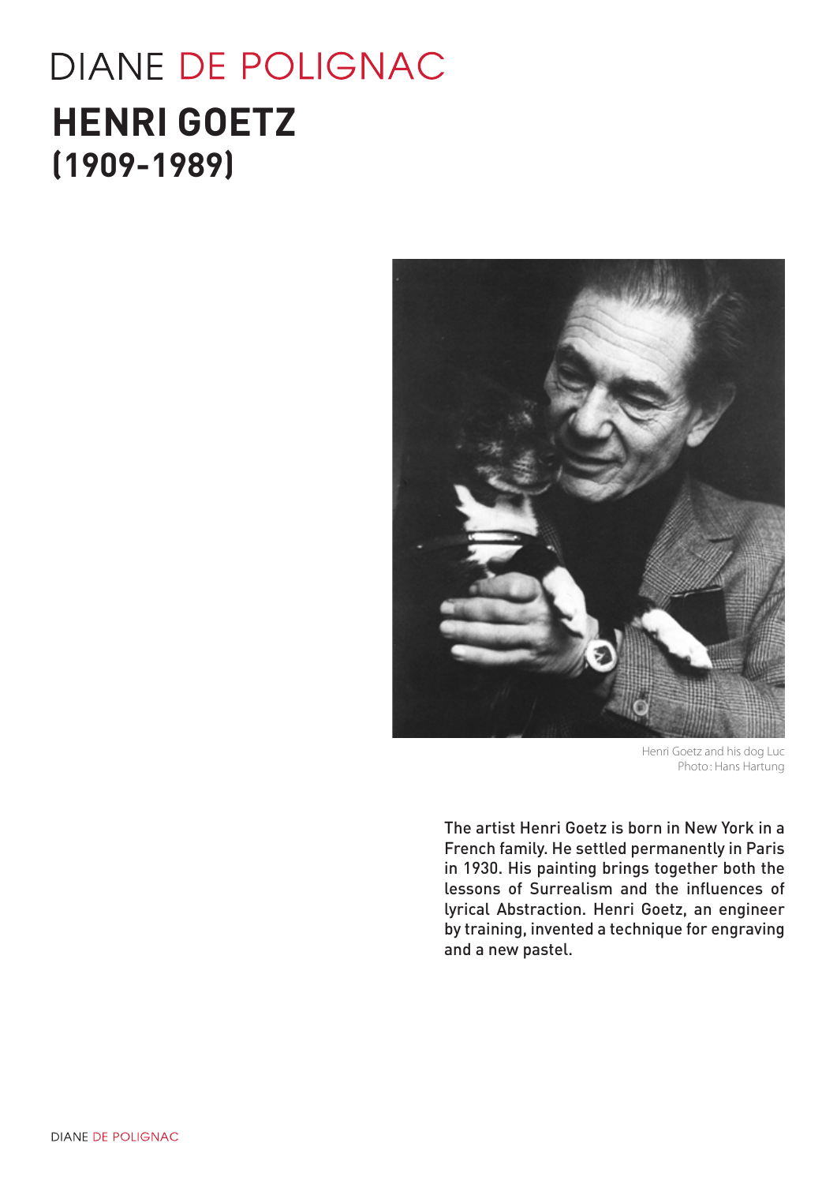DIANE DE POLIGNAC

# HENRI GOETZ
## (1909-1989)

Henri Goetz and his dog Luc
Photo : Hans Hartung

The artist Henri Goetz is born in New York in a French family. He settled permanently in Paris in 1930. His painting brings together both the lessons of Surrealism and the influences of lyrical Abstraction. Henri Goetz, an engineer by training, invented a technique for engraving and a new pastel.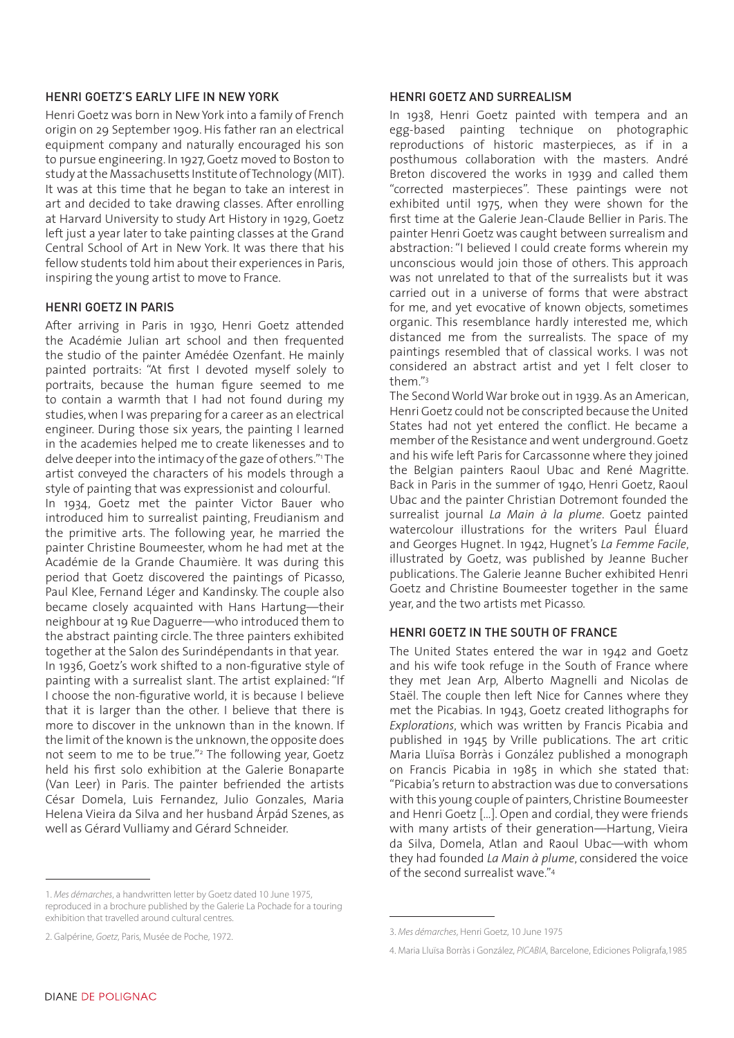## HENRI GOETZ'S EARLY LIFE IN NEW YORK

Henri Goetz was born in New York into a family of French origin on 29 September 1909. His father ran an electrical equipment company and naturally encouraged his son to pursue engineering. In 1927, Goetz moved to Boston to study at the Massachusetts Institute of Technology (MIT). It was at this time that he began to take an interest in art and decided to take drawing classes. After enrolling at Harvard University to study Art History in 1929, Goetz left just a year later to take painting classes at the Grand Central School of Art in New York. It was there that his fellow students told him about their experiences in Paris, inspiring the young artist to move to France.

## HENRI GOETZ IN PARIS

After arriving in Paris in 1930, Henri Goetz attended the Académie Julian art school and then frequented the studio of the painter Amédée Ozenfant. He mainly painted portraits: "At first I devoted myself solely to portraits, because the human figure seemed to me to contain a warmth that I had not found during my studies, when I was preparing for a career as an electrical engineer. During those six years, the painting I learned in the academies helped me to create likenesses and to delve deeper into the intimacy of the gaze of others."[1] The artist conveyed the characters of his models through a style of painting that was expressionist and colourful.

In 1934, Goetz met the painter Victor Bauer who introduced him to surrealist painting, Freudianism and the primitive arts. The following year, he married the painter Christine Boumeester, whom he had met at the Académie de la Grande Chaumière. It was during this period that Goetz discovered the paintings of Picasso, Paul Klee, Fernand Léger and Kandinsky. The couple also became closely acquainted with Hans Hartung—their neighbour at 19 Rue Daguerre—who introduced them to the abstract painting circle. The three painters exhibited together at the Salon des Surindépendants in that year.

In 1936, Goetz's work shifted to a non-figurative style of painting with a surrealist slant. The artist explained: "If I choose the non-figurative world, it is because I believe that it is larger than the other. I believe that there is more to discover in the unknown than in the known. If the limit of the known is the unknown, the opposite does not seem to me to be true."[2] The following year, Goetz held his first solo exhibition at the Galerie Bonaparte (Van Leer) in Paris. The painter befriended the artists César Domela, Luis Fernandez, Julio Gonzales, Maria Helena Vieira da Silva and her husband Árpád Szenes, as well as Gérard Vulliamy and Gérard Schneider.

## HENRI GOETZ AND SURREALISM

In 1938, Henri Goetz painted with tempera and an egg-based painting technique on photographic reproductions of historic masterpieces, as if in a posthumous collaboration with the masters. André Breton discovered the works in 1939 and called them "corrected masterpieces". These paintings were not exhibited until 1975, when they were shown for the first time at the Galerie Jean-Claude Bellier in Paris. The painter Henri Goetz was caught between surrealism and abstraction: "I believed I could create forms wherein my unconscious would join those of others. This approach was not unrelated to that of the surrealists but it was carried out in a universe of forms that were abstract for me, and yet evocative of known objects, sometimes organic. This resemblance hardly interested me, which distanced me from the surrealists. The space of my paintings resembled that of classical works. I was not considered an abstract artist and yet I felt closer to them."[3]

The Second World War broke out in 1939. As an American, Henri Goetz could not be conscripted because the United States had not yet entered the conflict. He became a member of the Resistance and went underground. Goetz and his wife left Paris for Carcassonne where they joined the Belgian painters Raoul Ubac and René Magritte. Back in Paris in the summer of 1940, Henri Goetz, Raoul Ubac and the painter Christian Dotremont founded the surrealist journal *La Main à la plume*. Goetz painted watercolour illustrations for the writers Paul Éluard and Georges Hugnet. In 1942, Hugnet's *La Femme Facile*, illustrated by Goetz, was published by Jeanne Bucher publications. The Galerie Jeanne Bucher exhibited Henri Goetz and Christine Boumeester together in the same year, and the two artists met Picasso.

## HENRI GOETZ IN THE SOUTH OF FRANCE

The United States entered the war in 1942 and Goetz and his wife took refuge in the South of France where they met Jean Arp, Alberto Magnelli and Nicolas de Staël. The couple then left Nice for Cannes where they met the Picabias. In 1943, Goetz created lithographs for *Explorations*, which was written by Francis Picabia and published in 1945 by Vrille publications. The art critic Maria Lluïsa Borràs i González published a monograph on Francis Picabia in 1985 in which she stated that: "Picabia's return to abstraction was due to conversations with this young couple of painters, Christine Boumeester and Henri Goetz [...]. Open and cordial, they were friends with many artists of their generation—Hartung, Vieira da Silva, Domela, Atlan and Raoul Ubac—with whom they had founded *La Main à plume*, considered the voice of the second surrealist wave."[4]

---

1. *Mes démarches*, a handwritten letter by Goetz dated 10 June 1975, reproduced in a brochure published by the Galerie La Pochade for a touring exhibition that travelled around cultural centres.

2. Galpérine, *Goetz*, Paris, Musée de Poche, 1972.

3. *Mes démarches*, Henri Goetz, 10 June 1975

4. Maria Lluïsa Borràs i González, *PICABIA*, Barcelone, Ediciones Poligrafa,1985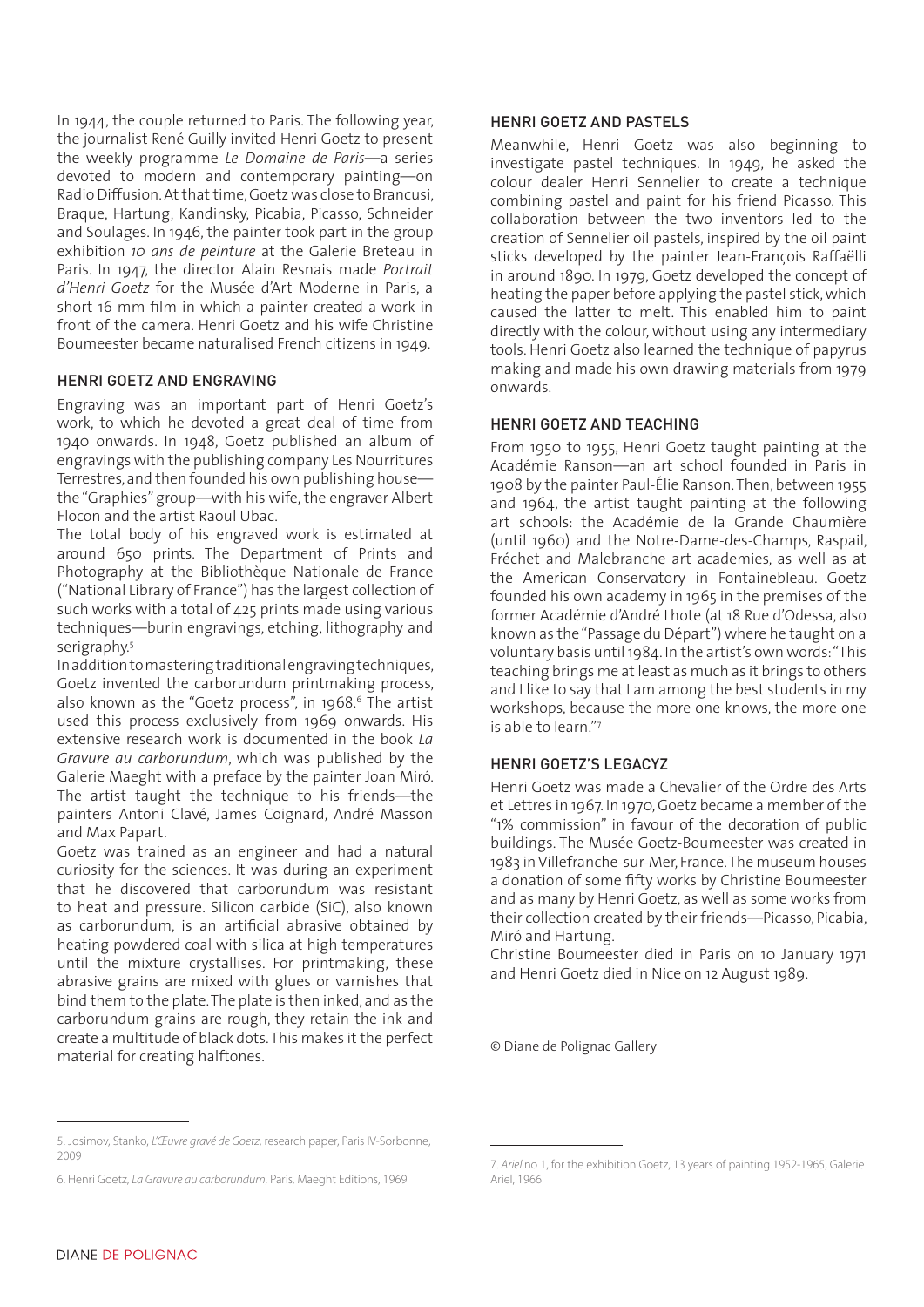In 1944, the couple returned to Paris. The following year, the journalist René Guilly invited Henri Goetz to present the weekly programme *Le Domaine de Paris*—a series devoted to modern and contemporary painting—on Radio Diffusion. At that time, Goetz was close to Brancusi, Braque, Hartung, Kandinsky, Picabia, Picasso, Schneider and Soulages. In 1946, the painter took part in the group exhibition *10 ans de peinture* at the Galerie Breteau in Paris. In 1947, the director Alain Resnais made *Portrait d'Henri Goetz* for the Musée d'Art Moderne in Paris, a short 16 mm film in which a painter created a work in front of the camera. Henri Goetz and his wife Christine Boumeester became naturalised French citizens in 1949.

## HENRI GOETZ AND ENGRAVING

Engraving was an important part of Henri Goetz's work, to which he devoted a great deal of time from 1940 onwards. In 1948, Goetz published an album of engravings with the publishing company Les Nourritures Terrestres, and then founded his own publishing house—the "Graphies" group—with his wife, the engraver Albert Flocon and the artist Raoul Ubac.

The total body of his engraved work is estimated at around 650 prints. The Department of Prints and Photography at the Bibliothèque Nationale de France ("National Library of France") has the largest collection of such works with a total of 425 prints made using various techniques—burin engravings, etching, lithography and serigraphy.[5]

In addition to mastering traditional engraving techniques, Goetz invented the carborundum printmaking process, also known as the "Goetz process", in 1968.[6] The artist used this process exclusively from 1969 onwards. His extensive research work is documented in the book *La Gravure au carborundum*, which was published by the Galerie Maeght with a preface by the painter Joan Miró. The artist taught the technique to his friends—the painters Antoni Clavé, James Coignard, André Masson and Max Papart.

Goetz was trained as an engineer and had a natural curiosity for the sciences. It was during an experiment that he discovered that carborundum was resistant to heat and pressure. Silicon carbide (SiC), also known as carborundum, is an artificial abrasive obtained by heating powdered coal with silica at high temperatures until the mixture crystallises. For printmaking, these abrasive grains are mixed with glues or varnishes that bind them to the plate. The plate is then inked, and as the carborundum grains are rough, they retain the ink and create a multitude of black dots. This makes it the perfect material for creating halftones.

## HENRI GOETZ AND PASTELS

Meanwhile, Henri Goetz was also beginning to investigate pastel techniques. In 1949, he asked the colour dealer Henri Sennelier to create a technique combining pastel and paint for his friend Picasso. This collaboration between the two inventors led to the creation of Sennelier oil pastels, inspired by the oil paint sticks developed by the painter Jean-François Raffaëlli in around 1890. In 1979, Goetz developed the concept of heating the paper before applying the pastel stick, which caused the latter to melt. This enabled him to paint directly with the colour, without using any intermediary tools. Henri Goetz also learned the technique of papyrus making and made his own drawing materials from 1979 onwards.

## HENRI GOETZ AND TEACHING

From 1950 to 1955, Henri Goetz taught painting at the Académie Ranson—an art school founded in Paris in 1908 by the painter Paul-Élie Ranson. Then, between 1955 and 1964, the artist taught painting at the following art schools: the Académie de la Grande Chaumière (until 1960) and the Notre-Dame-des-Champs, Raspail, Fréchet and Malebranche art academies, as well as at the American Conservatory in Fontainebleau. Goetz founded his own academy in 1965 in the premises of the former Académie d'André Lhote (at 18 Rue d'Odessa, also known as the "Passage du Départ") where he taught on a voluntary basis until 1984. In the artist's own words: "This teaching brings me at least as much as it brings to others and I like to say that I am among the best students in my workshops, because the more one knows, the more one is able to learn."[7]

## HENRI GOETZ'S LEGACYZ

Henri Goetz was made a Chevalier of the Ordre des Arts et Lettres in 1967. In 1970, Goetz became a member of the "1% commission" in favour of the decoration of public buildings. The Musée Goetz-Boumeester was created in 1983 in Villefranche-sur-Mer, France. The museum houses a donation of some fifty works by Christine Boumeester and as many by Henri Goetz, as well as some works from their collection created by their friends—Picasso, Picabia, Miró and Hartung.

Christine Boumeester died in Paris on 10 January 1971 and Henri Goetz died in Nice on 12 August 1989.

© Diane de Polignac Gallery

---

5. Josimov, Stanko, *L'Œuvre gravé de Goetz*, research paper, Paris IV-Sorbonne, 2009

6. Henri Goetz, *La Gravure au carborundum*, Paris, Maeght Editions, 1969

7. *Ariel* no 1, for the exhibition Goetz, 13 years of painting 1952-1965, Galerie Ariel, 1966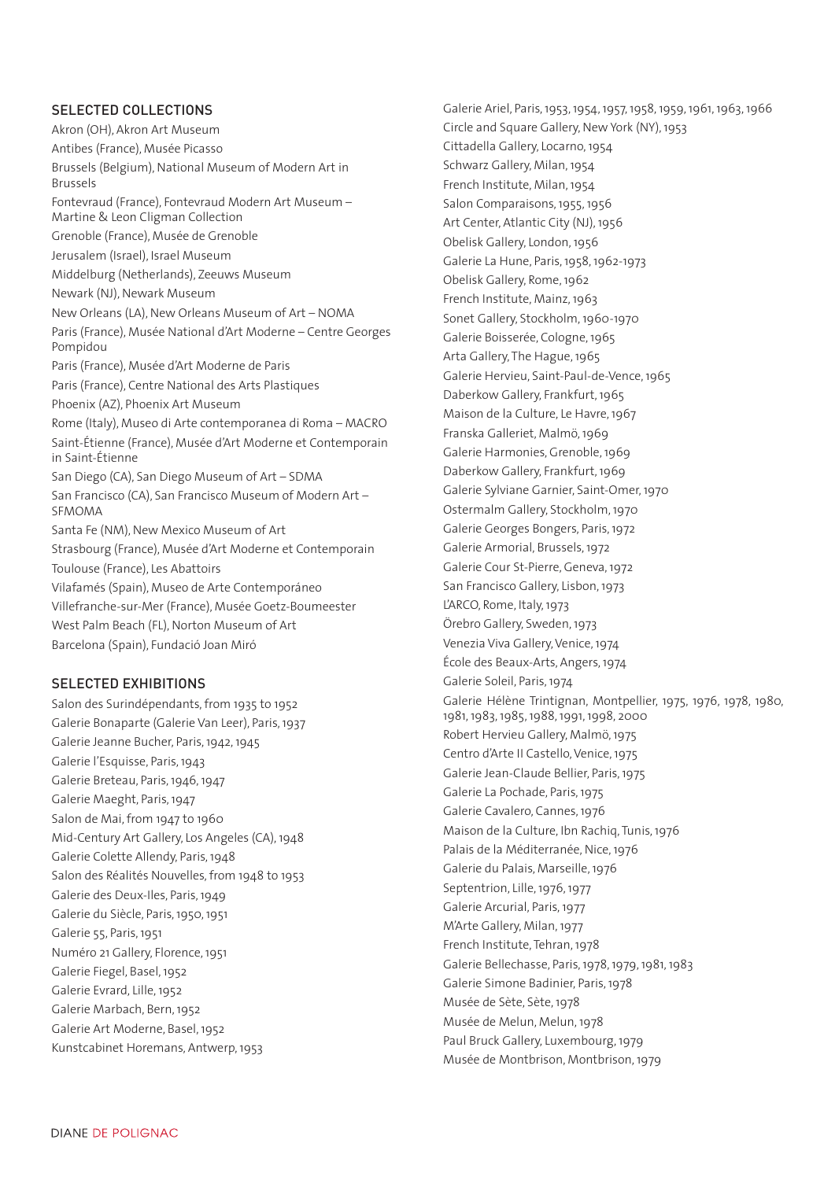## SELECTED COLLECTIONS

Akron (OH), Akron Art Museum

Antibes (France), Musée Picasso

Brussels (Belgium), National Museum of Modern Art in Brussels

Fontevraud (France), Fontevraud Modern Art Museum – Martine & Leon Cligman Collection

Grenoble (France), Musée de Grenoble

Jerusalem (Israel), Israel Museum

Middelburg (Netherlands), Zeeuws Museum

Newark (NJ), Newark Museum

New Orleans (LA), New Orleans Museum of Art – NOMA

Paris (France), Musée National d'Art Moderne – Centre Georges Pompidou

Paris (France), Musée d'Art Moderne de Paris

Paris (France), Centre National des Arts Plastiques

Phoenix (AZ), Phoenix Art Museum

Rome (Italy), Museo di Arte contemporanea di Roma – MACRO

Saint-Étienne (France), Musée d'Art Moderne et Contemporain in Saint-Étienne

San Diego (CA), San Diego Museum of Art – SDMA

San Francisco (CA), San Francisco Museum of Modern Art – SFMOMA

Santa Fe (NM), New Mexico Museum of Art

Strasbourg (France), Musée d'Art Moderne et Contemporain

Toulouse (France), Les Abattoirs

Vilafamés (Spain), Museo de Arte Contemporáneo

Villefranche-sur-Mer (France), Musée Goetz-Boumeester

West Palm Beach (FL), Norton Museum of Art

Barcelona (Spain), Fundació Joan Miró

## SELECTED EXHIBITIONS

Salon des Surindépendants, from 1935 to 1952

Galerie Bonaparte (Galerie Van Leer), Paris, 1937

Galerie Jeanne Bucher, Paris, 1942, 1945

Galerie l'Esquisse, Paris, 1943

Galerie Breteau, Paris, 1946, 1947

Galerie Maeght, Paris, 1947

Salon de Mai, from 1947 to 1960

Mid-Century Art Gallery, Los Angeles (CA), 1948

Galerie Colette Allendy, Paris, 1948

Salon des Réalités Nouvelles, from 1948 to 1953

Galerie des Deux-Iles, Paris, 1949

Galerie du Siècle, Paris, 1950, 1951

Galerie 55, Paris, 1951

Numéro 21 Gallery, Florence, 1951

Galerie Fiegel, Basel, 1952

Galerie Evrard, Lille, 1952

Galerie Marbach, Bern, 1952

Galerie Art Moderne, Basel, 1952

Kunstcabinet Horemans, Antwerp, 1953

Galerie Ariel, Paris, 1953, 1954, 1957, 1958, 1959, 1961, 1963, 1966

Circle and Square Gallery, New York (NY), 1953

Cittadella Gallery, Locarno, 1954

Schwarz Gallery, Milan, 1954

French Institute, Milan, 1954

Salon Comparaisons, 1955, 1956

Art Center, Atlantic City (NJ), 1956

Obelisk Gallery, London, 1956

Galerie La Hune, Paris, 1958, 1962-1973

Obelisk Gallery, Rome, 1962

French Institute, Mainz, 1963

Sonet Gallery, Stockholm, 1960-1970

Galerie Boisserée, Cologne, 1965

Arta Gallery, The Hague, 1965

Galerie Hervieu, Saint-Paul-de-Vence, 1965

Daberkow Gallery, Frankfurt, 1965

Maison de la Culture, Le Havre, 1967

Franska Galleriet, Malmö, 1969

Galerie Harmonies, Grenoble, 1969

Daberkow Gallery, Frankfurt, 1969

Galerie Sylviane Garnier, Saint-Omer, 1970

Ostermalm Gallery, Stockholm, 1970

Galerie Georges Bongers, Paris, 1972

Galerie Armorial, Brussels, 1972

Galerie Cour St-Pierre, Geneva, 1972

San Francisco Gallery, Lisbon, 1973

L'ARCO, Rome, Italy, 1973

Örebro Gallery, Sweden, 1973

Venezia Viva Gallery, Venice, 1974

École des Beaux-Arts, Angers, 1974

Galerie Soleil, Paris, 1974

Galerie Hélène Trintignan, Montpellier, 1975, 1976, 1978, 1980, 1981, 1983, 1985, 1988, 1991, 1998, 2000

Robert Hervieu Gallery, Malmö, 1975

Centro d'Arte Il Castello, Venice, 1975

Galerie Jean-Claude Bellier, Paris, 1975

Galerie La Pochade, Paris, 1975

Galerie Cavalero, Cannes, 1976

Maison de la Culture, Ibn Rachiq, Tunis, 1976

Palais de la Méditerranée, Nice, 1976

Galerie du Palais, Marseille, 1976

Septentrion, Lille, 1976, 1977

Galerie Arcurial, Paris, 1977

M'Arte Gallery, Milan, 1977

French Institute, Tehran, 1978

Galerie Bellechasse, Paris, 1978, 1979, 1981, 1983

Galerie Simone Badinier, Paris, 1978

Musée de Sète, Sète, 1978

Musée de Melun, Melun, 1978

Paul Bruck Gallery, Luxembourg, 1979

Musée de Montbrison, Montbrison, 1979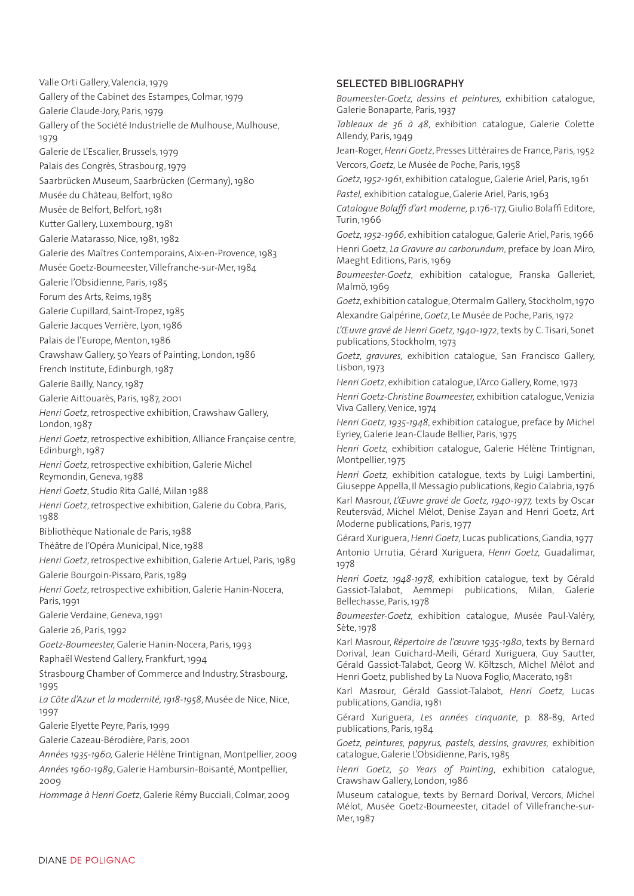Valle Orti Gallery, Valencia, 1979

Gallery of the Cabinet des Estampes, Colmar, 1979

Galerie Claude-Jory, Paris, 1979

Gallery of the Société Industrielle de Mulhouse, Mulhouse, 1979

Galerie de L'Escalier, Brussels, 1979

Palais des Congrès, Strasbourg, 1979

Saarbrücken Museum, Saarbrücken (Germany), 1980

Musée du Château, Belfort, 1980

Musée de Belfort, Belfort, 1981

Kutter Gallery, Luxembourg, 1981

Galerie Matarasso, Nice, 1981, 1982

Galerie des Maîtres Contemporains, Aix-en-Provence, 1983

Musée Goetz-Boumeester, Villefranche-sur-Mer, 1984

Galerie l'Obsidienne, Paris, 1985

Forum des Arts, Reims, 1985

Galerie Cupillard, Saint-Tropez, 1985

Galerie Jacques Verrière, Lyon, 1986

Palais de l'Europe, Menton, 1986

Crawshaw Gallery, 50 Years of Painting, London, 1986

French Institute, Edinburgh, 1987

Galerie Bailly, Nancy, 1987

Galerie Aittouarès, Paris, 1987, 2001

*Henri Goetz*, retrospective exhibition, Crawshaw Gallery, London, 1987

*Henri Goetz*, retrospective exhibition, Alliance Française centre, Edinburgh, 1987

*Henri Goetz*, retrospective exhibition, Galerie Michel Reymondin, Geneva, 1988

*Henri Goetz*, Studio Rita Gallé, Milan 1988

*Henri Goetz*, retrospective exhibition, Galerie du Cobra, Paris, 1988

Bibliothèque Nationale de Paris, 1988

Théâtre de l'Opéra Municipal, Nice, 1988

*Henri Goetz*, retrospective exhibition, Galerie Artuel, Paris, 1989

Galerie Bourgoin-Pissaro, Paris, 1989

*Henri Goetz*, retrospective exhibition, Galerie Hanin-Nocera, Paris, 1991

Galerie Verdaine, Geneva, 1991

Galerie 26, Paris, 1992

*Goetz-Boumeester,* Galerie Hanin-Nocera, Paris, 1993

Raphaël Westend Gallery, Frankfurt, 1994

Strasbourg Chamber of Commerce and Industry, Strasbourg, 1995

*La Côte d'Azur et la modernité, 1918-1958*, Musée de Nice, Nice, 1997

Galerie Elyette Peyre, Paris, 1999

Galerie Cazeau-Bérodière, Paris, 2001

*Années 1935-1960,* Galerie Hélène Trintignan, Montpellier, 2009

*Années 1960-1989*, Galerie Hambursin-Boisanté, Montpellier, 2009

*Hommage à Henri Goetz*, Galerie Rémy Bucciali, Colmar, 2009

## SELECTED BIBLIOGRAPHY

*Boumeester-Goetz, dessins et peintures,* exhibition catalogue, Galerie Bonaparte, Paris, 1937

*Tableaux de 36 à 48*, exhibition catalogue, Galerie Colette Allendy, Paris, 1949

Jean-Roger, *Henri Goetz*, Presses Littéraires de France, Paris, 1952

Vercors, *Goetz,* Le Musée de Poche, Paris, 1958

*Goetz, 1952-1961*, exhibition catalogue, Galerie Ariel, Paris, 1961

*Pastel,* exhibition catalogue, Galerie Ariel, Paris, 1963

*Catalogue Bolaffi d'art moderne*, p.176-177, Giulio Bolaffi Editore, Turin, 1966

*Goetz, 1952-1966*, exhibition catalogue, Galerie Ariel, Paris, 1966

Henri Goetz, *La Gravure au carborundum*, preface by Joan Miro, Maeght Editions, Paris, 1969

*Boumeester-Goetz*, exhibition catalogue, Franska Galleriet, Malmö, 1969

*Goetz,* exhibition catalogue, Otermalm Gallery, Stockholm, 1970

Alexandre Galpérine, *Goetz*, Le Musée de Poche, Paris, 1972

*L'Œuvre gravé de Henri Goetz, 1940-1972*, texts by C. Tisari, Sonet publications, Stockholm, 1973

*Goetz, gravures,* exhibition catalogue, San Francisco Gallery, Lisbon, 1973

*Henri Goetz*, exhibition catalogue, L'Arco Gallery, Rome, 1973

*Henri Goetz-Christine Boumeester,* exhibition catalogue, Venizia Viva Gallery, Venice, 1974

*Henri Goetz, 1935-1948*, exhibition catalogue, preface by Michel Eyriey, Galerie Jean-Claude Bellier, Paris, 1975

*Henri Goetz,* exhibition catalogue, Galerie Hélène Trintignan, Montpellier, 1975

*Henri Goetz,* exhibition catalogue, texts by Luigi Lambertini, Giuseppe Appella, Il Messagio publications, Regio Calabria, 1976

Karl Masrour, *L'Œuvre gravé de Goetz, 1940-1977,* texts by Oscar Reutersväd, Michel Mélot, Denise Zayan and Henri Goetz, Art Moderne publications, Paris, 1977

Gérard Xuriguera, *Henri Goetz,* Lucas publications, Gandia, 1977

Antonio Urrutia, Gérard Xuriguera, *Henri Goetz,* Guadalimar, 1978

*Henri Goetz, 1948-1978,* exhibition catalogue, text by Gérald Gassiot-Talabot, Aemmepi publications, Milan, Galerie Bellechasse, Paris, 1978

*Boumeester-Goetz,* exhibition catalogue, Musée Paul-Valéry, Sète, 1978

Karl Masrour, *Répertoire de l'œuvre 1935-1980*, texts by Bernard Dorival, Jean Guichard-Meili, Gérard Xuriguera, Guy Sautter, Gérald Gassiot-Talabot, Georg W. Költzsch, Michel Mélot and Henri Goetz, published by La Nuova Foglio, Macerato, 1981

Karl Masrour, Gérald Gassiot-Talabot, *Henri Goetz,* Lucas publications, Gandia, 1981

Gérard Xuriguera, *Les années cinquante*, p. 88-89, Arted publications, Paris, 1984

*Goetz, peintures, papyrus, pastels, dessins, gravures,* exhibition catalogue, Galerie L'Obsidienne, Paris, 1985

*Henri Goetz, 50 Years of Painting*, exhibition catalogue, Crawshaw Gallery, London, 1986

Museum catalogue, texts by Bernard Dorival, Vercors, Michel Mélot, Musée Goetz-Boumeester, citadel of Villefranche-sur-Mer, 1987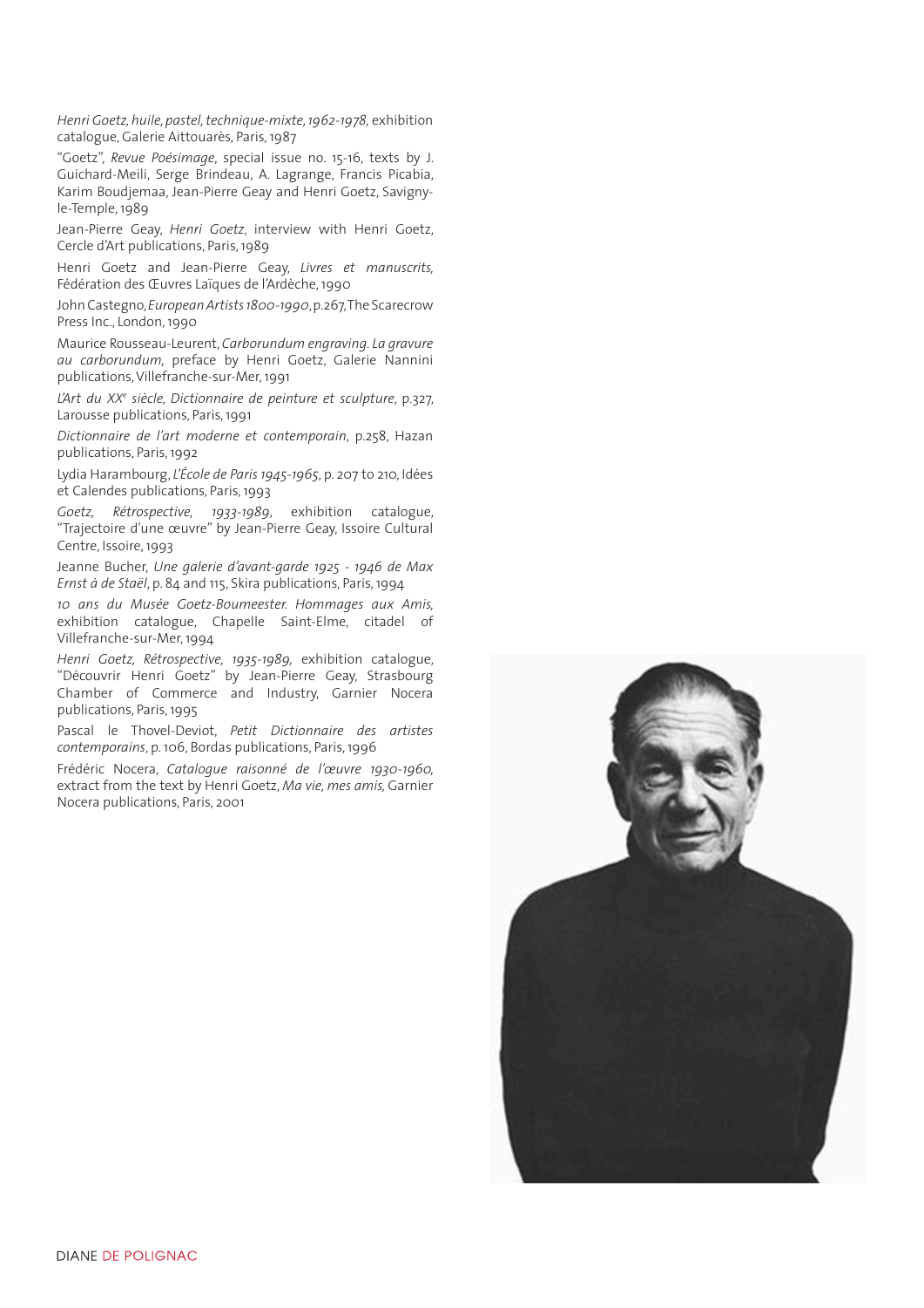*Henri Goetz, huile, pastel, technique-mixte, 1962-1978*, exhibition catalogue, Galerie Aittouarès, Paris, 1987

"Goetz", *Revue Poésimage*, special issue no. 15-16, texts by J. Guichard-Meili, Serge Brindeau, A. Lagrange, Francis Picabia, Karim Boudjemaa, Jean-Pierre Geay and Henri Goetz, Savigny-le-Temple, 1989

Jean-Pierre Geay, *Henri Goetz*, interview with Henri Goetz, Cercle d'Art publications, Paris, 1989

Henri Goetz and Jean-Pierre Geay, *Livres et manuscrits,* Fédération des Œuvres Laïques de l'Ardèche, 1990

John Castegno, *European Artists 1800-1990*, p.267, The Scarecrow Press Inc., London, 1990

Maurice Rousseau-Leurent, *Carborundum engraving. La gravure au carborundum*, preface by Henri Goetz, Galerie Nannini publications, Villefranche-sur-Mer, 1991

*L'Art du XXe siècle, Dictionnaire de peinture et sculpture*, p.327, Larousse publications, Paris, 1991

*Dictionnaire de l'art moderne et contemporain*, p.258, Hazan publications, Paris, 1992

Lydia Harambourg, *L'École de Paris 1945-1965*, p. 207 to 210, Idées et Calendes publications, Paris, 1993

*Goetz, Rétrospective, 1933-1989*, exhibition catalogue, "Trajectoire d'une œuvre" by Jean-Pierre Geay, Issoire Cultural Centre, Issoire, 1993

Jeanne Bucher, *Une galerie d'avant-garde 1925 - 1946 de Max Ernst à de Staël*, p. 84 and 115, Skira publications, Paris, 1994

*10 ans du Musée Goetz-Boumeester. Hommages aux Amis,* exhibition catalogue, Chapelle Saint-Elme, citadel of Villefranche-sur-Mer, 1994

*Henri Goetz, Rétrospective, 1935-1989,* exhibition catalogue, "Découvrir Henri Goetz" by Jean-Pierre Geay, Strasbourg Chamber of Commerce and Industry, Garnier Nocera publications, Paris, 1995

Pascal le Thovel-Deviot, *Petit Dictionnaire des artistes contemporains*, p. 106, Bordas publications, Paris, 1996

Frédéric Nocera, *Catalogue raisonné de l'œuvre 1930-1960,* extract from the text by Henri Goetz, *Ma vie, mes amis,* Garnier Nocera publications, Paris, 2001